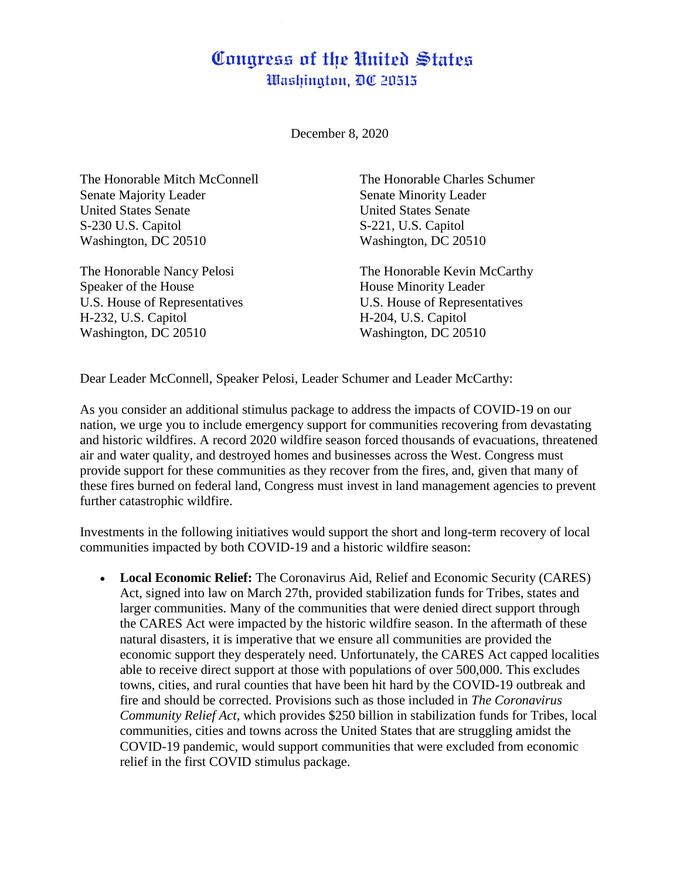# Congress of the United States
## Washington, DC 20515

December 8, 2020

The Honorable Mitch McConnell
Senate Majority Leader
United States Senate
S-230 U.S. Capitol
Washington, DC 20510

The Honorable Charles Schumer
Senate Minority Leader
United States Senate
S-221, U.S. Capitol
Washington, DC 20510

The Honorable Nancy Pelosi
Speaker of the House
U.S. House of Representatives
H-232, U.S. Capitol
Washington, DC 20510

The Honorable Kevin McCarthy
House Minority Leader
U.S. House of Representatives
H-204, U.S. Capitol
Washington, DC 20510

Dear Leader McConnell, Speaker Pelosi, Leader Schumer and Leader McCarthy:

As you consider an additional stimulus package to address the impacts of COVID-19 on our nation, we urge you to include emergency support for communities recovering from devastating and historic wildfires. A record 2020 wildfire season forced thousands of evacuations, threatened air and water quality, and destroyed homes and businesses across the West. Congress must provide support for these communities as they recover from the fires, and, given that many of these fires burned on federal land, Congress must invest in land management agencies to prevent further catastrophic wildfire.

Investments in the following initiatives would support the short and long-term recovery of local communities impacted by both COVID-19 and a historic wildfire season:

- **Local Economic Relief:** The Coronavirus Aid, Relief and Economic Security (CARES) Act, signed into law on March 27th, provided stabilization funds for Tribes, states and larger communities. Many of the communities that were denied direct support through the CARES Act were impacted by the historic wildfire season. In the aftermath of these natural disasters, it is imperative that we ensure all communities are provided the economic support they desperately need. Unfortunately, the CARES Act capped localities able to receive direct support at those with populations of over 500,000. This excludes towns, cities, and rural counties that have been hit hard by the COVID-19 outbreak and fire and should be corrected. Provisions such as those included in *The Coronavirus Community Relief Act*, which provides $250 billion in stabilization funds for Tribes, local communities, cities and towns across the United States that are struggling amidst the COVID-19 pandemic, would support communities that were excluded from economic relief in the first COVID stimulus package.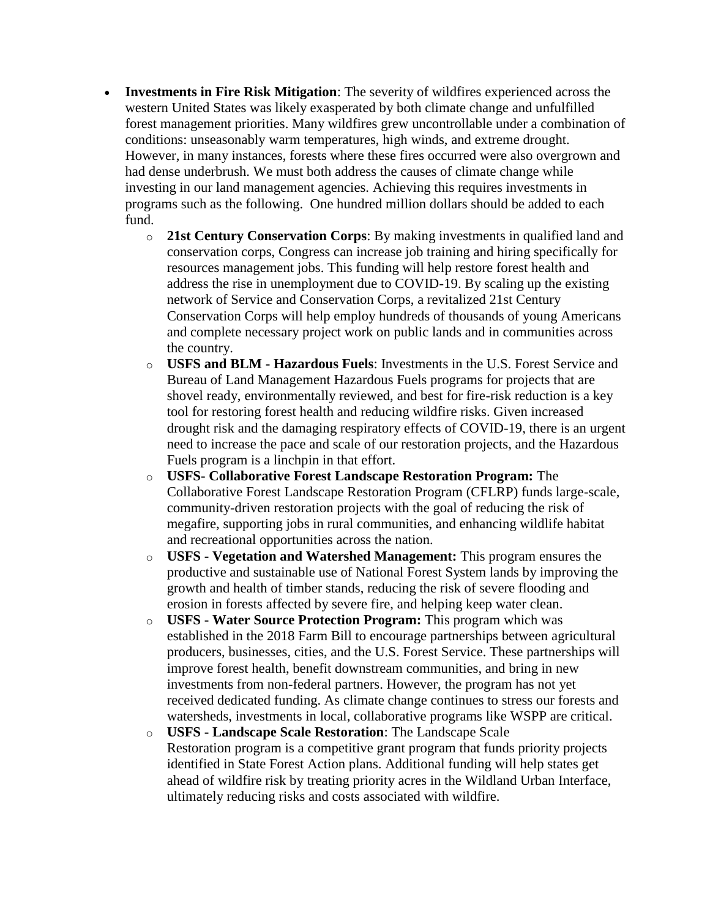- **Investments in Fire Risk Mitigation**: The severity of wildfires experienced across the western United States was likely exasperated by both climate change and unfulfilled forest management priorities. Many wildfires grew uncontrollable under a combination of conditions: unseasonably warm temperatures, high winds, and extreme drought. However, in many instances, forests where these fires occurred were also overgrown and had dense underbrush. We must both address the causes of climate change while investing in our land management agencies. Achieving this requires investments in programs such as the following. One hundred million dollars should be added to each fund.
    - **21st Century Conservation Corps**: By making investments in qualified land and conservation corps, Congress can increase job training and hiring specifically for resources management jobs. This funding will help restore forest health and address the rise in unemployment due to COVID-19. By scaling up the existing network of Service and Conservation Corps, a revitalized 21st Century Conservation Corps will help employ hundreds of thousands of young Americans and complete necessary project work on public lands and in communities across the country.
    - **USFS and BLM - Hazardous Fuels**: Investments in the U.S. Forest Service and Bureau of Land Management Hazardous Fuels programs for projects that are shovel ready, environmentally reviewed, and best for fire-risk reduction is a key tool for restoring forest health and reducing wildfire risks. Given increased drought risk and the damaging respiratory effects of COVID-19, there is an urgent need to increase the pace and scale of our restoration projects, and the Hazardous Fuels program is a linchpin in that effort.
    - **USFS- Collaborative Forest Landscape Restoration Program:** The Collaborative Forest Landscape Restoration Program (CFLRP) funds large-scale, community-driven restoration projects with the goal of reducing the risk of megafire, supporting jobs in rural communities, and enhancing wildlife habitat and recreational opportunities across the nation.
    - **USFS - Vegetation and Watershed Management:** This program ensures the productive and sustainable use of National Forest System lands by improving the growth and health of timber stands, reducing the risk of severe flooding and erosion in forests affected by severe fire, and helping keep water clean.
    - **USFS - Water Source Protection Program:** This program which was established in the 2018 Farm Bill to encourage partnerships between agricultural producers, businesses, cities, and the U.S. Forest Service. These partnerships will improve forest health, benefit downstream communities, and bring in new investments from non-federal partners. However, the program has not yet received dedicated funding. As climate change continues to stress our forests and watersheds, investments in local, collaborative programs like WSPP are critical.
    - **USFS - Landscape Scale Restoration**: The Landscape Scale Restoration program is a competitive grant program that funds priority projects identified in State Forest Action plans. Additional funding will help states get ahead of wildfire risk by treating priority acres in the Wildland Urban Interface, ultimately reducing risks and costs associated with wildfire.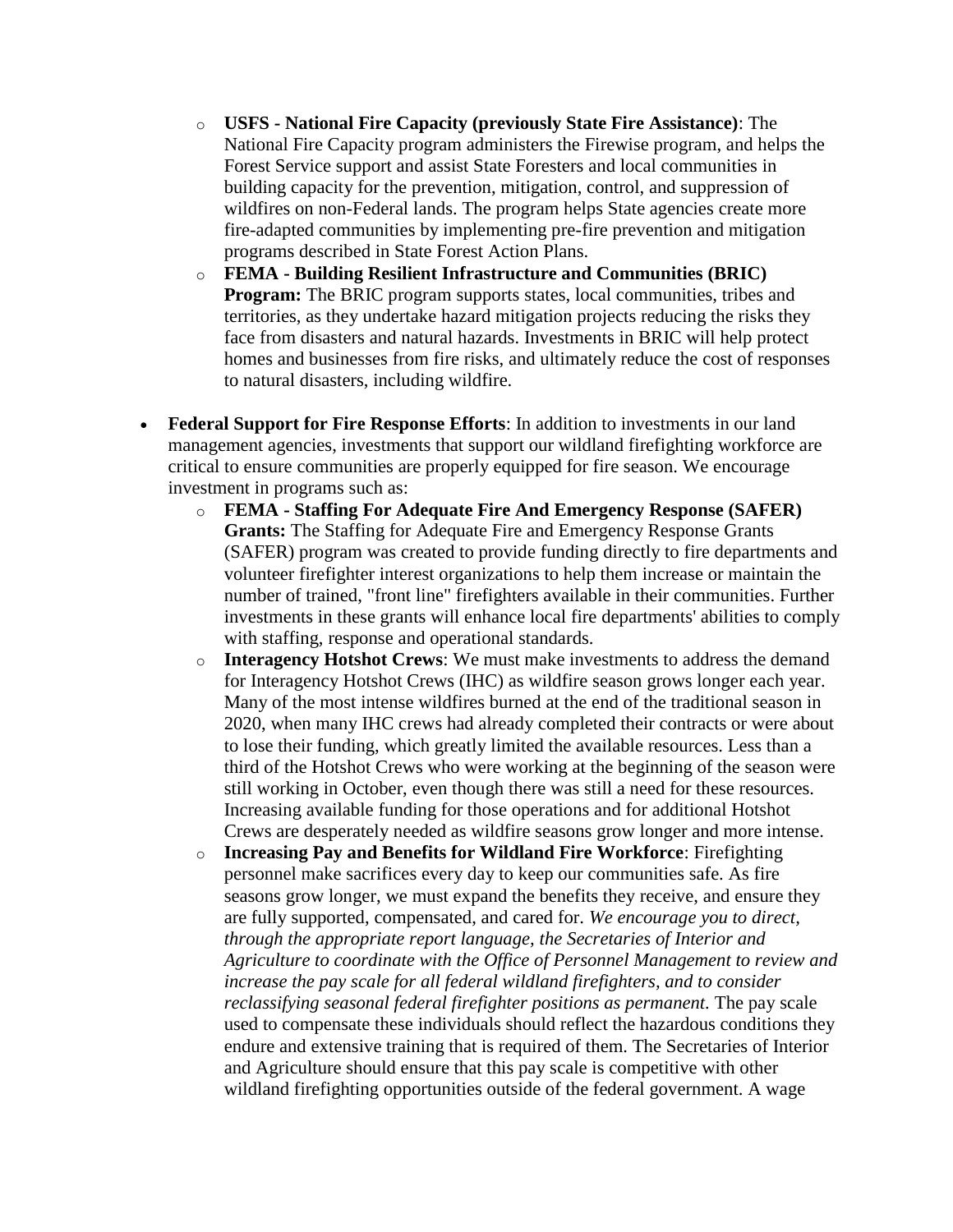- **USFS - National Fire Capacity (previously State Fire Assistance)**: The National Fire Capacity program administers the Firewise program, and helps the Forest Service support and assist State Foresters and local communities in building capacity for the prevention, mitigation, control, and suppression of wildfires on non-Federal lands. The program helps State agencies create more fire-adapted communities by implementing pre-fire prevention and mitigation programs described in State Forest Action Plans.
  - **FEMA - Building Resilient Infrastructure and Communities (BRIC) Program:** The BRIC program supports states, local communities, tribes and territories, as they undertake hazard mitigation projects reducing the risks they face from disasters and natural hazards. Investments in BRIC will help protect homes and businesses from fire risks, and ultimately reduce the cost of responses to natural disasters, including wildfire.

- **Federal Support for Fire Response Efforts**: In addition to investments in our land management agencies, investments that support our wildland firefighting workforce are critical to ensure communities are properly equipped for fire season. We encourage investment in programs such as:
  - **FEMA - Staffing For Adequate Fire And Emergency Response (SAFER) Grants:** The Staffing for Adequate Fire and Emergency Response Grants (SAFER) program was created to provide funding directly to fire departments and volunteer firefighter interest organizations to help them increase or maintain the number of trained, "front line" firefighters available in their communities. Further investments in these grants will enhance local fire departments' abilities to comply with staffing, response and operational standards.
  - **Interagency Hotshot Crews**: We must make investments to address the demand for Interagency Hotshot Crews (IHC) as wildfire season grows longer each year. Many of the most intense wildfires burned at the end of the traditional season in 2020, when many IHC crews had already completed their contracts or were about to lose their funding, which greatly limited the available resources. Less than a third of the Hotshot Crews who were working at the beginning of the season were still working in October, even though there was still a need for these resources. Increasing available funding for those operations and for additional Hotshot Crews are desperately needed as wildfire seasons grow longer and more intense.
  - **Increasing Pay and Benefits for Wildland Fire Workforce**: Firefighting personnel make sacrifices every day to keep our communities safe. As fire seasons grow longer, we must expand the benefits they receive, and ensure they are fully supported, compensated, and cared for. *We encourage you to direct, through the appropriate report language, the Secretaries of Interior and Agriculture to coordinate with the Office of Personnel Management to review and increase the pay scale for all federal wildland firefighters, and to consider reclassifying seasonal federal firefighter positions as permanent.* The pay scale used to compensate these individuals should reflect the hazardous conditions they endure and extensive training that is required of them. The Secretaries of Interior and Agriculture should ensure that this pay scale is competitive with other wildland firefighting opportunities outside of the federal government. A wage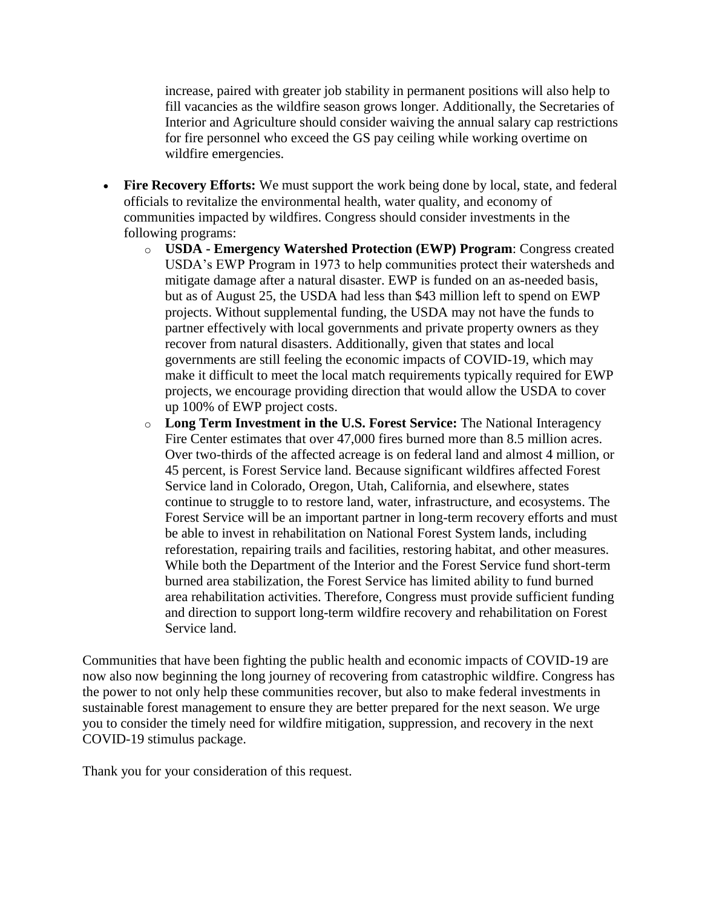increase, paired with greater job stability in permanent positions will also help to fill vacancies as the wildfire season grows longer. Additionally, the Secretaries of Interior and Agriculture should consider waiving the annual salary cap restrictions for fire personnel who exceed the GS pay ceiling while working overtime on wildfire emergencies.

- **Fire Recovery Efforts:** We must support the work being done by local, state, and federal officials to revitalize the environmental health, water quality, and economy of communities impacted by wildfires. Congress should consider investments in the following programs:
    - **USDA - Emergency Watershed Protection (EWP) Program**: Congress created USDA's EWP Program in 1973 to help communities protect their watersheds and mitigate damage after a natural disaster. EWP is funded on an as-needed basis, but as of August 25, the USDA had less than $43 million left to spend on EWP projects. Without supplemental funding, the USDA may not have the funds to partner effectively with local governments and private property owners as they recover from natural disasters. Additionally, given that states and local governments are still feeling the economic impacts of COVID-19, which may make it difficult to meet the local match requirements typically required for EWP projects, we encourage providing direction that would allow the USDA to cover up 100% of EWP project costs.
    - **Long Term Investment in the U.S. Forest Service:** The National Interagency Fire Center estimates that over 47,000 fires burned more than 8.5 million acres. Over two-thirds of the affected acreage is on federal land and almost 4 million, or 45 percent, is Forest Service land. Because significant wildfires affected Forest Service land in Colorado, Oregon, Utah, California, and elsewhere, states continue to struggle to to restore land, water, infrastructure, and ecosystems. The Forest Service will be an important partner in long-term recovery efforts and must be able to invest in rehabilitation on National Forest System lands, including reforestation, repairing trails and facilities, restoring habitat, and other measures. While both the Department of the Interior and the Forest Service fund short-term burned area stabilization, the Forest Service has limited ability to fund burned area rehabilitation activities. Therefore, Congress must provide sufficient funding and direction to support long-term wildfire recovery and rehabilitation on Forest Service land.

Communities that have been fighting the public health and economic impacts of COVID-19 are now also now beginning the long journey of recovering from catastrophic wildfire. Congress has the power to not only help these communities recover, but also to make federal investments in sustainable forest management to ensure they are better prepared for the next season. We urge you to consider the timely need for wildfire mitigation, suppression, and recovery in the next COVID-19 stimulus package.

Thank you for your consideration of this request.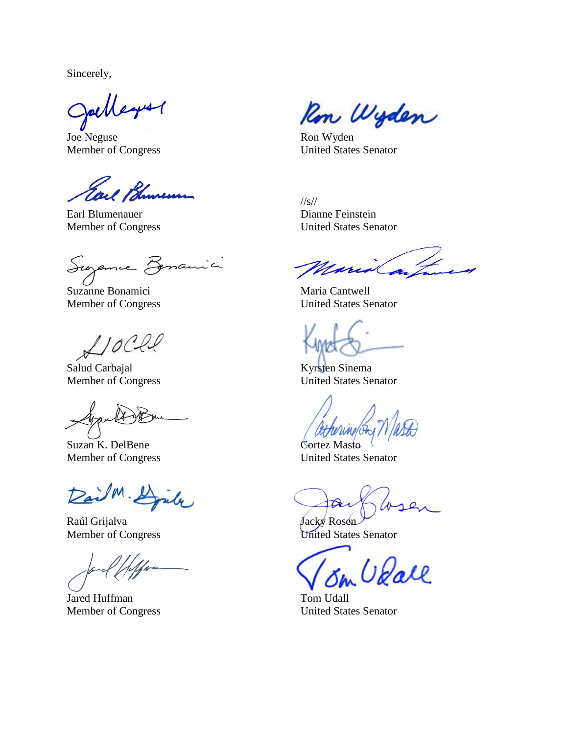Sincerely,

Joe Neguse
Member of Congress

Earl Blumenauer
Member of Congress

Suzanne Bonamici
Member of Congress

Salud Carbajal
Member of Congress

Suzan K. DelBene
Member of Congress

Raúl Grijalva
Member of Congress

Jared Huffman
Member of Congress

Ron Wyden
United States Senator

//s//
Dianne Feinstein
United States Senator

Maria Cantwell
United States Senator

Kyrsten Sinema
United States Senator

Cortez Masto
United States Senator

Jacky Rosen
United States Senator

Tom Udall
United States Senator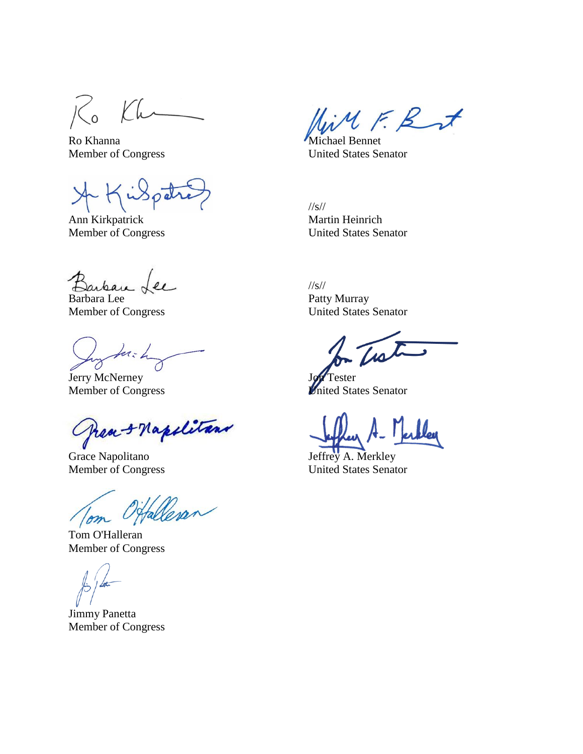Ro Khanna
Member of Congress

Ann Kirkpatrick
Member of Congress

Barbara Lee
Member of Congress

Jerry McNerney
Member of Congress

Grace Napolitano
Member of Congress

Tom O'Halleran
Member of Congress

Jimmy Panetta
Member of Congress

Michael Bennet
United States Senator

//s//
Martin Heinrich
United States Senator

//s//
Patty Murray
United States Senator

Jon Tester
United States Senator

Jeffrey A. Merkley
United States Senator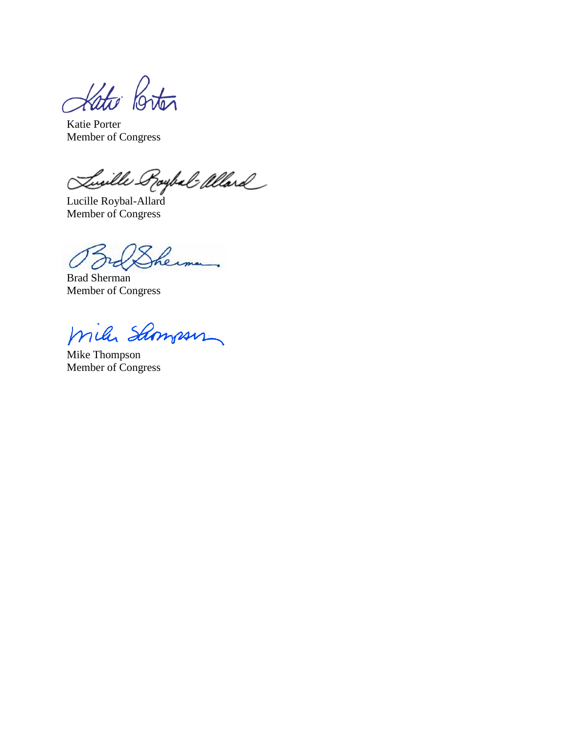Katie Porter
Member of Congress

Lucille Roybal-Allard
Member of Congress

Brad Sherman
Member of Congress

Mike Thompson
Member of Congress